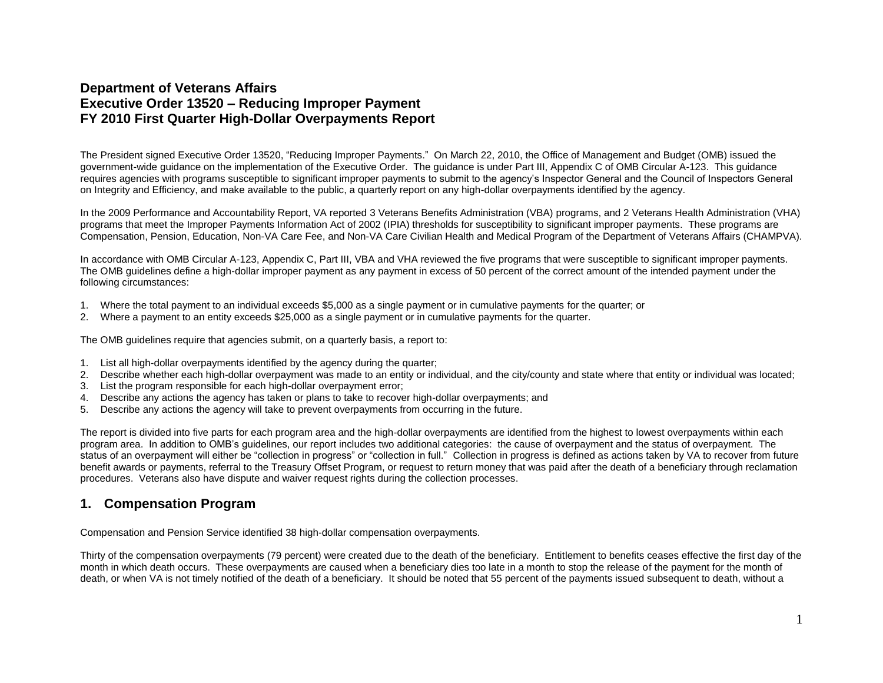# Department of Veterans Affairs
# Executive Order 13520 – Reducing Improper Payment
# FY 2010 First Quarter High-Dollar Overpayments Report

The President signed Executive Order 13520, "Reducing Improper Payments." On March 22, 2010, the Office of Management and Budget (OMB) issued the government-wide guidance on the implementation of the Executive Order. The guidance is under Part III, Appendix C of OMB Circular A-123. This guidance requires agencies with programs susceptible to significant improper payments to submit to the agency's Inspector General and the Council of Inspectors General on Integrity and Efficiency, and make available to the public, a quarterly report on any high-dollar overpayments identified by the agency.

In the 2009 Performance and Accountability Report, VA reported 3 Veterans Benefits Administration (VBA) programs, and 2 Veterans Health Administration (VHA) programs that meet the Improper Payments Information Act of 2002 (IPIA) thresholds for susceptibility to significant improper payments. These programs are Compensation, Pension, Education, Non-VA Care Fee, and Non-VA Care Civilian Health and Medical Program of the Department of Veterans Affairs (CHAMPVA).

In accordance with OMB Circular A-123, Appendix C, Part III, VBA and VHA reviewed the five programs that were susceptible to significant improper payments. The OMB guidelines define a high-dollar improper payment as any payment in excess of 50 percent of the correct amount of the intended payment under the following circumstances:

1. Where the total payment to an individual exceeds $5,000 as a single payment or in cumulative payments for the quarter; or
2. Where a payment to an entity exceeds $25,000 as a single payment or in cumulative payments for the quarter.

The OMB guidelines require that agencies submit, on a quarterly basis, a report to:

1. List all high-dollar overpayments identified by the agency during the quarter;
2. Describe whether each high-dollar overpayment was made to an entity or individual, and the city/county and state where that entity or individual was located;
3. List the program responsible for each high-dollar overpayment error;
4. Describe any actions the agency has taken or plans to take to recover high-dollar overpayments; and
5. Describe any actions the agency will take to prevent overpayments from occurring in the future.

The report is divided into five parts for each program area and the high-dollar overpayments are identified from the highest to lowest overpayments within each program area. In addition to OMB's guidelines, our report includes two additional categories: the cause of overpayment and the status of overpayment. The status of an overpayment will either be "collection in progress" or "collection in full." Collection in progress is defined as actions taken by VA to recover from future benefit awards or payments, referral to the Treasury Offset Program, or request to return money that was paid after the death of a beneficiary through reclamation procedures. Veterans also have dispute and waiver request rights during the collection processes.

## 1. Compensation Program

Compensation and Pension Service identified 38 high-dollar compensation overpayments.

Thirty of the compensation overpayments (79 percent) were created due to the death of the beneficiary. Entitlement to benefits ceases effective the first day of the month in which death occurs. These overpayments are caused when a beneficiary dies too late in a month to stop the release of the payment for the month of death, or when VA is not timely notified of the death of a beneficiary. It should be noted that 55 percent of the payments issued subsequent to death, without a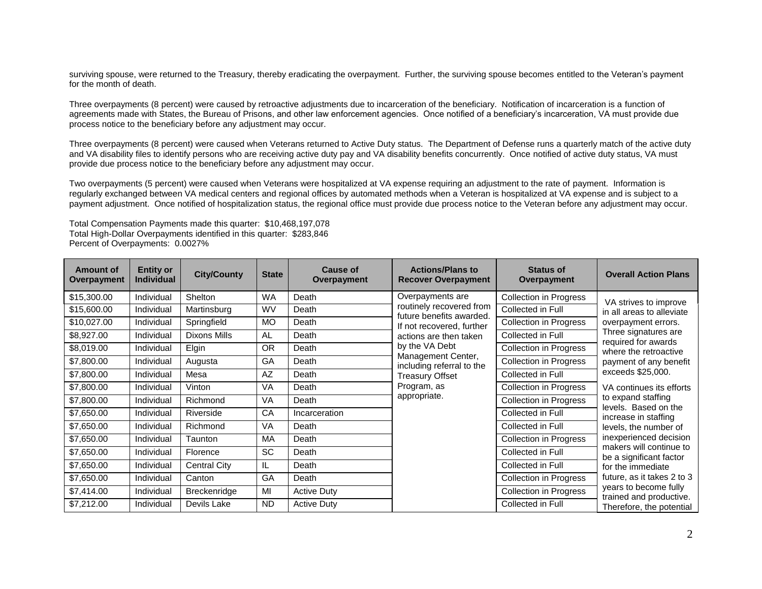surviving spouse, were returned to the Treasury, thereby eradicating the overpayment. Further, the surviving spouse becomes entitled to the Veteran's payment for the month of death.

Three overpayments (8 percent) were caused by retroactive adjustments due to incarceration of the beneficiary. Notification of incarceration is a function of agreements made with States, the Bureau of Prisons, and other law enforcement agencies. Once notified of a beneficiary's incarceration, VA must provide due process notice to the beneficiary before any adjustment may occur.

Three overpayments (8 percent) were caused when Veterans returned to Active Duty status. The Department of Defense runs a quarterly match of the active duty and VA disability files to identify persons who are receiving active duty pay and VA disability benefits concurrently. Once notified of active duty status, VA must provide due process notice to the beneficiary before any adjustment may occur.

Two overpayments (5 percent) were caused when Veterans were hospitalized at VA expense requiring an adjustment to the rate of payment. Information is regularly exchanged between VA medical centers and regional offices by automated methods when a Veteran is hospitalized at VA expense and is subject to a payment adjustment. Once notified of hospitalization status, the regional office must provide due process notice to the Veteran before any adjustment may occur.

Total Compensation Payments made this quarter: $10,468,197,078
Total High-Dollar Overpayments identified in this quarter: $283,846
Percent of Overpayments: 0.0027%

| Amount of Overpayment | Entity or Individual | City/County | State | Cause of Overpayment | Actions/Plans to Recover Overpayment | Status of Overpayment | Overall Action Plans |
|---|---|---|---|---|---|---|---|
| $15,300.00 | Individual | Shelton | WA | Death | Overpayments are routinely recovered from future benefits awarded. If not recovered, further actions are then taken by the VA Debt Management Center, including referral to the Treasury Offset Program, as appropriate. | Collection in Progress | VA strives to improve in all areas to alleviate overpayment errors. Three signatures are required for awards where the retroactive payment of any benefit exceeds $25,000. VA continues its efforts to expand staffing levels. Based on the increase in staffing levels, the number of inexperienced decision makers will continue to be a significant factor for the immediate future, as it takes 2 to 3 years to become fully trained and productive. Therefore, the potential |
| $15,600.00 | Individual | Martinsburg | WV | Death | | Collected in Full | |
| $10,027.00 | Individual | Springfield | MO | Death | | Collection in Progress | |
| $8,927.00 | Individual | Dixons Mills | AL | Death | | Collected in Full | |
| $8,019.00 | Individual | Elgin | OR | Death | | Collection in Progress | |
| $7,800.00 | Individual | Augusta | GA | Death | | Collection in Progress | |
| $7,800.00 | Individual | Mesa | AZ | Death | | Collected in Full | |
| $7,800.00 | Individual | Vinton | VA | Death | | Collection in Progress | |
| $7,800.00 | Individual | Richmond | VA | Death | | Collection in Progress | |
| $7,650.00 | Individual | Riverside | CA | Incarceration | | Collected in Full | |
| $7,650.00 | Individual | Richmond | VA | Death | | Collected in Full | |
| $7,650.00 | Individual | Taunton | MA | Death | | Collection in Progress | |
| $7,650.00 | Individual | Florence | SC | Death | | Collected in Full | |
| $7,650.00 | Individual | Central City | IL | Death | | Collected in Full | |
| $7,650.00 | Individual | Canton | GA | Death | | Collection in Progress | |
| $7,414.00 | Individual | Breckenridge | MI | Active Duty | | Collection in Progress | |
| $7,212.00 | Individual | Devils Lake | ND | Active Duty | | Collected in Full | |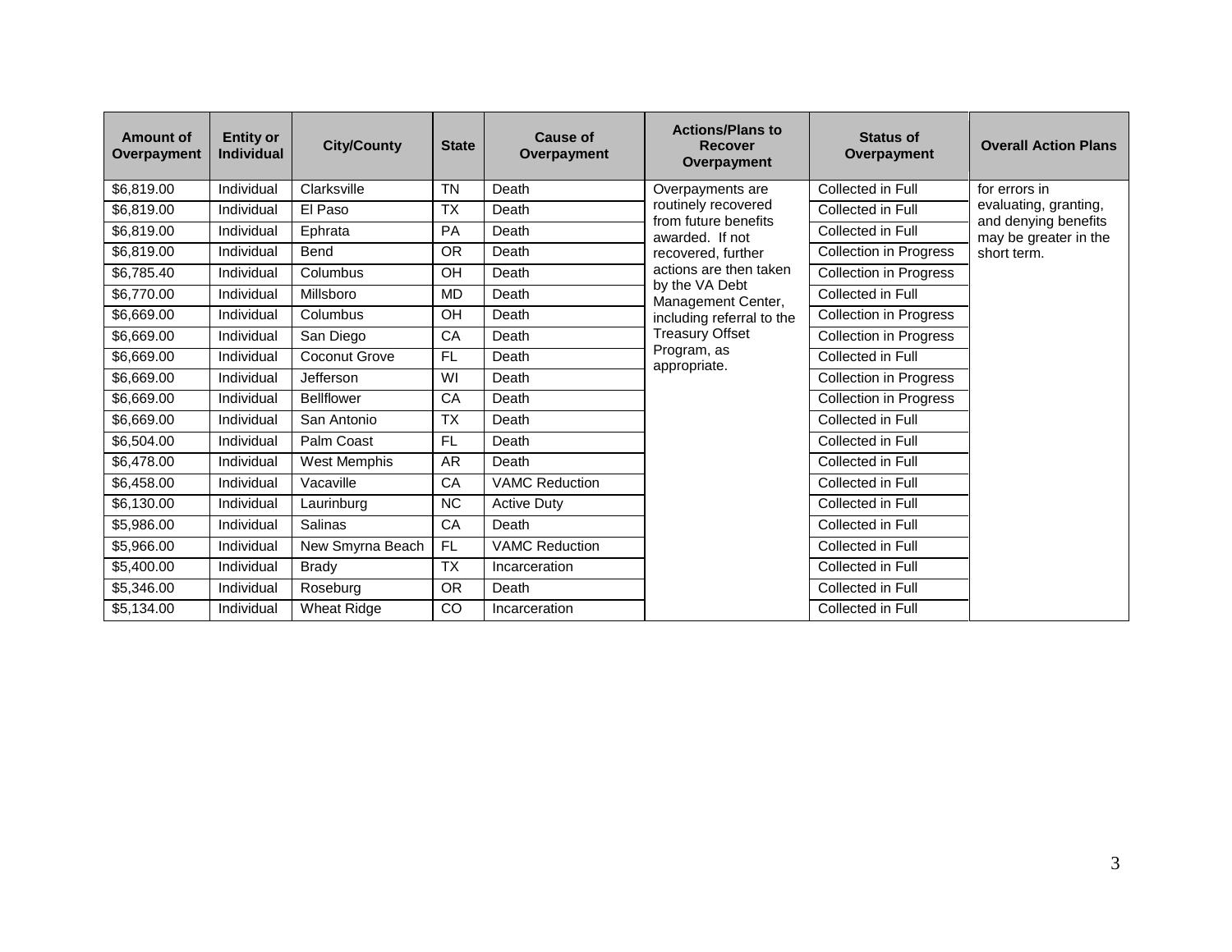| Amount of Overpayment | Entity or Individual | City/County | State | Cause of Overpayment | Actions/Plans to Recover Overpayment | Status of Overpayment | Overall Action Plans |
|---|---|---|---|---|---|---|---|
| $6,819.00 | Individual | Clarksville | TN | Death | Overpayments are routinely recovered from future benefits awarded. If not recovered, further actions are then taken by the VA Debt Management Center, including referral to the Treasury Offset Program, as appropriate. | Collected in Full | for errors in evaluating, granting, and denying benefits may be greater in the short term. |
| $6,819.00 | Individual | El Paso | TX | Death | | Collected in Full | |
| $6,819.00 | Individual | Ephrata | PA | Death | | Collected in Full | |
| $6,819.00 | Individual | Bend | OR | Death | | Collection in Progress | |
| $6,785.40 | Individual | Columbus | OH | Death | | Collection in Progress | |
| $6,770.00 | Individual | Millsboro | MD | Death | | Collected in Full | |
| $6,669.00 | Individual | Columbus | OH | Death | | Collection in Progress | |
| $6,669.00 | Individual | San Diego | CA | Death | | Collection in Progress | |
| $6,669.00 | Individual | Coconut Grove | FL | Death | | Collected in Full | |
| $6,669.00 | Individual | Jefferson | WI | Death | | Collection in Progress | |
| $6,669.00 | Individual | Bellflower | CA | Death | | Collection in Progress | |
| $6,669.00 | Individual | San Antonio | TX | Death | | Collected in Full | |
| $6,504.00 | Individual | Palm Coast | FL | Death | | Collected in Full | |
| $6,478.00 | Individual | West Memphis | AR | Death | | Collected in Full | |
| $6,458.00 | Individual | Vacaville | CA | VAMC Reduction | | Collected in Full | |
| $6,130.00 | Individual | Laurinburg | NC | Active Duty | | Collected in Full | |
| $5,986.00 | Individual | Salinas | CA | Death | | Collected in Full | |
| $5,966.00 | Individual | New Smyrna Beach | FL | VAMC Reduction | | Collected in Full | |
| $5,400.00 | Individual | Brady | TX | Incarceration | | Collected in Full | |
| $5,346.00 | Individual | Roseburg | OR | Death | | Collected in Full | |
| $5,134.00 | Individual | Wheat Ridge | CO | Incarceration | | Collected in Full | |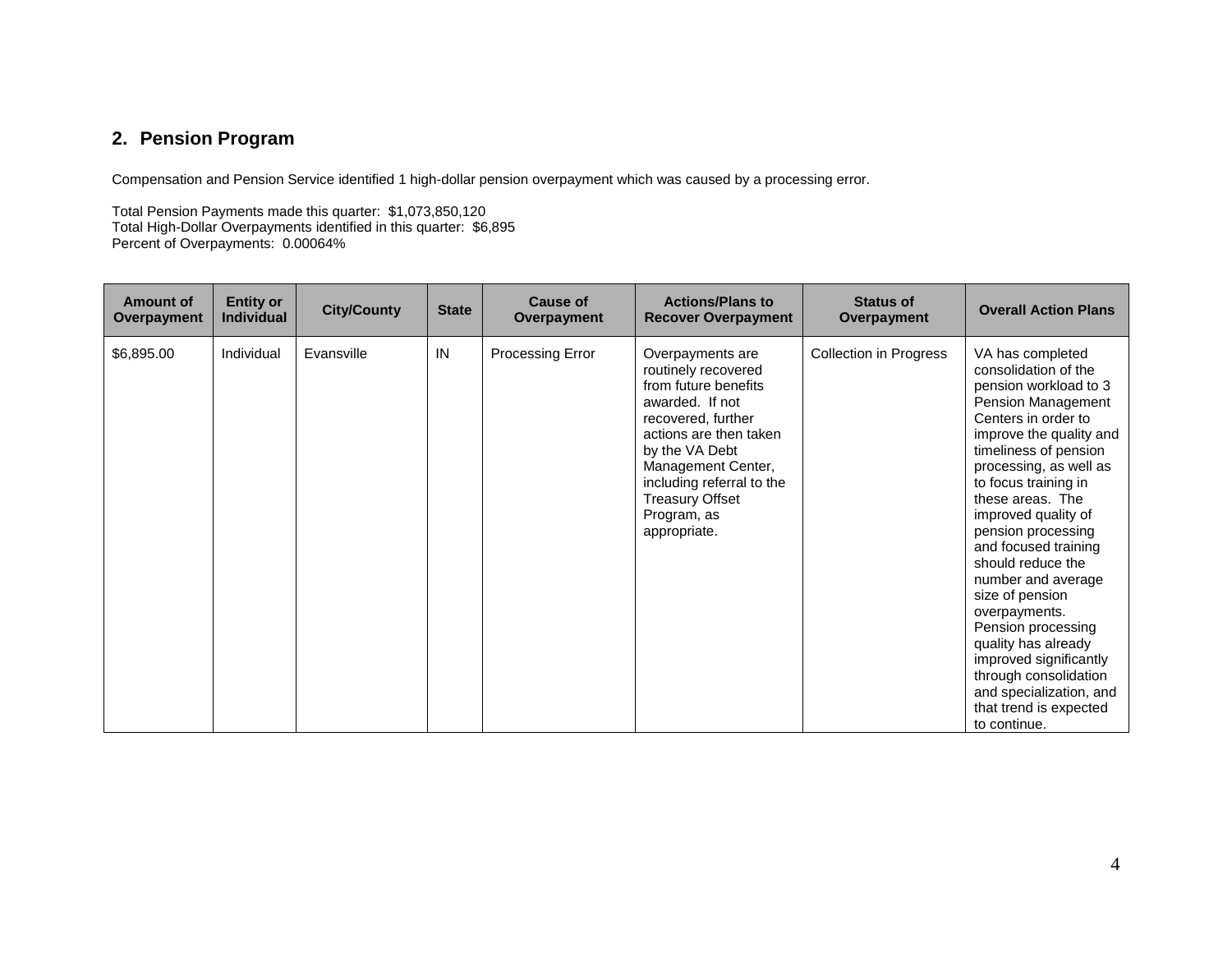## 2. Pension Program

Compensation and Pension Service identified 1 high-dollar pension overpayment which was caused by a processing error.

Total Pension Payments made this quarter: $1,073,850,120
Total High-Dollar Overpayments identified in this quarter: $6,895
Percent of Overpayments: 0.00064%

| Amount of Overpayment | Entity or Individual | City/County | State | Cause of Overpayment | Actions/Plans to Recover Overpayment | Status of Overpayment | Overall Action Plans |
|---|---|---|---|---|---|---|---|
| $6,895.00 | Individual | Evansville | IN | Processing Error | Overpayments are routinely recovered from future benefits awarded. If not recovered, further actions are then taken by the VA Debt Management Center, including referral to the Treasury Offset Program, as appropriate. | Collection in Progress | VA has completed consolidation of the pension workload to 3 Pension Management Centers in order to improve the quality and timeliness of pension processing, as well as to focus training in these areas. The improved quality of pension processing and focused training should reduce the number and average size of pension overpayments. Pension processing quality has already improved significantly through consolidation and specialization, and that trend is expected to continue. |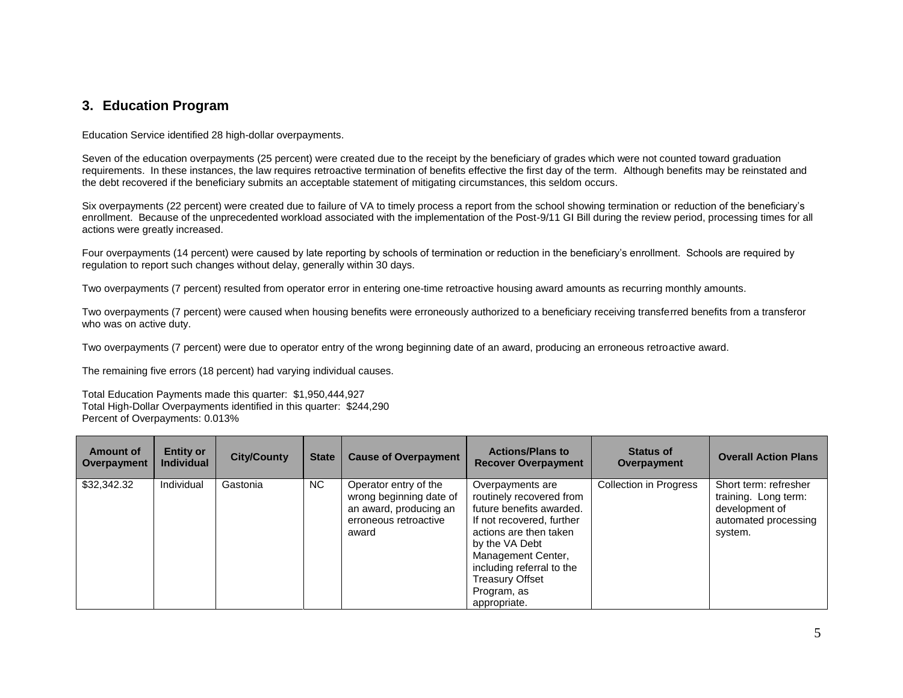## 3. Education Program

Education Service identified 28 high-dollar overpayments.

Seven of the education overpayments (25 percent) were created due to the receipt by the beneficiary of grades which were not counted toward graduation requirements. In these instances, the law requires retroactive termination of benefits effective the first day of the term. Although benefits may be reinstated and the debt recovered if the beneficiary submits an acceptable statement of mitigating circumstances, this seldom occurs.

Six overpayments (22 percent) were created due to failure of VA to timely process a report from the school showing termination or reduction of the beneficiary's enrollment. Because of the unprecedented workload associated with the implementation of the Post-9/11 GI Bill during the review period, processing times for all actions were greatly increased.

Four overpayments (14 percent) were caused by late reporting by schools of termination or reduction in the beneficiary's enrollment. Schools are required by regulation to report such changes without delay, generally within 30 days.

Two overpayments (7 percent) resulted from operator error in entering one-time retroactive housing award amounts as recurring monthly amounts.

Two overpayments (7 percent) were caused when housing benefits were erroneously authorized to a beneficiary receiving transferred benefits from a transferor who was on active duty.

Two overpayments (7 percent) were due to operator entry of the wrong beginning date of an award, producing an erroneous retroactive award.

The remaining five errors (18 percent) had varying individual causes.

Total Education Payments made this quarter: $1,950,444,927
Total High-Dollar Overpayments identified in this quarter: $244,290
Percent of Overpayments: 0.013%

| Amount of Overpayment | Entity or Individual | City/County | State | Cause of Overpayment | Actions/Plans to Recover Overpayment | Status of Overpayment | Overall Action Plans |
|---|---|---|---|---|---|---|---|
| $32,342.32 | Individual | Gastonia | NC | Operator entry of the wrong beginning date of an award, producing an erroneous retroactive award | Overpayments are routinely recovered from future benefits awarded. If not recovered, further actions are then taken by the VA Debt Management Center, including referral to the Treasury Offset Program, as appropriate. | Collection in Progress | Short term: refresher training. Long term: development of automated processing system. |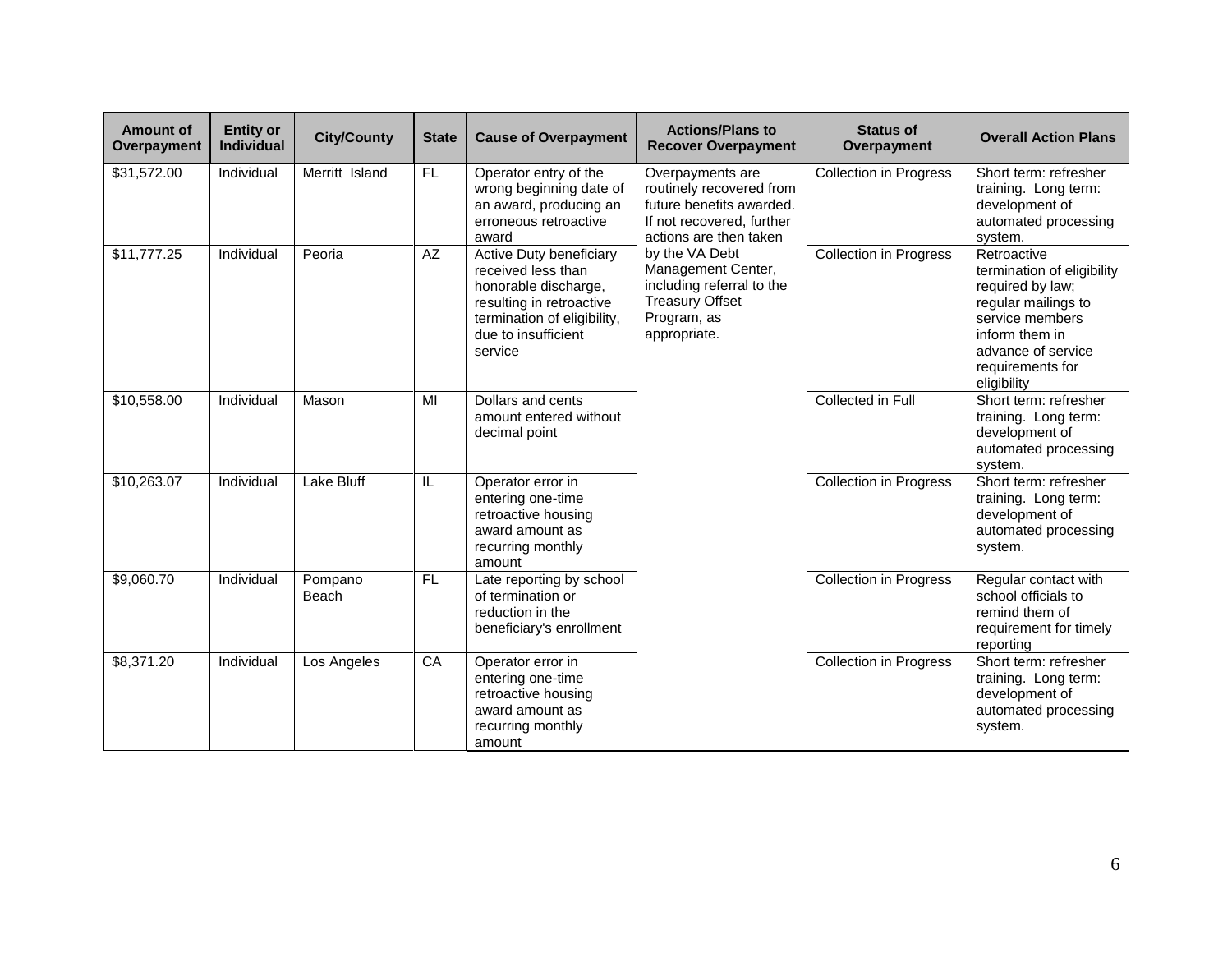| Amount of Overpayment | Entity or Individual | City/County | State | Cause of Overpayment | Actions/Plans to Recover Overpayment | Status of Overpayment | Overall Action Plans |
|---|---|---|---|---|---|---|---|
| $31,572.00 | Individual | Merritt Island | FL | Operator entry of the wrong beginning date of an award, producing an erroneous retroactive award | Overpayments are routinely recovered from future benefits awarded. If not recovered, further actions are then taken by the VA Debt Management Center, including referral to the Treasury Offset Program, as appropriate. | Collection in Progress | Short term: refresher training. Long term: development of automated processing system. |
| $11,777.25 | Individual | Peoria | AZ | Active Duty beneficiary received less than honorable discharge, resulting in retroactive termination of eligibility, due to insufficient service | | Collection in Progress | Retroactive termination of eligibility required by law; regular mailings to service members inform them in advance of service requirements for eligibility |
| $10,558.00 | Individual | Mason | MI | Dollars and cents amount entered without decimal point | | Collected in Full | Short term: refresher training. Long term: development of automated processing system. |
| $10,263.07 | Individual | Lake Bluff | IL | Operator error in entering one-time retroactive housing award amount as recurring monthly amount | | Collection in Progress | Short term: refresher training. Long term: development of automated processing system. |
| $9,060.70 | Individual | Pompano Beach | FL | Late reporting by school of termination or reduction in the beneficiary's enrollment | | Collection in Progress | Regular contact with school officials to remind them of requirement for timely reporting |
| $8,371.20 | Individual | Los Angeles | CA | Operator error in entering one-time retroactive housing award amount as recurring monthly amount | | Collection in Progress | Short term: refresher training. Long term: development of automated processing system. |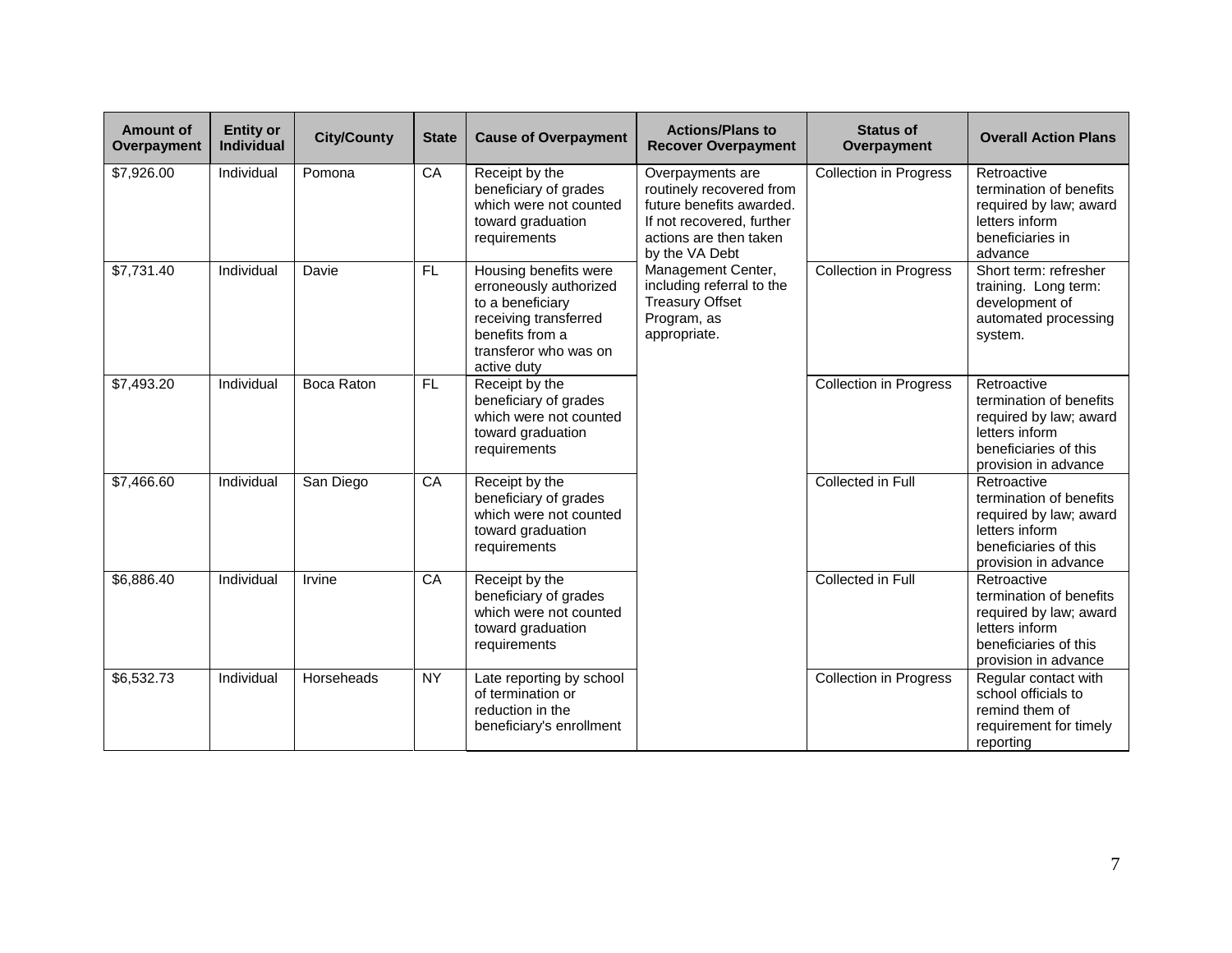| Amount of Overpayment | Entity or Individual | City/County | State | Cause of Overpayment | Actions/Plans to Recover Overpayment | Status of Overpayment | Overall Action Plans |
|---|---|---|---|---|---|---|---|
| $7,926.00 | Individual | Pomona | CA | Receipt by the beneficiary of grades which were not counted toward graduation requirements | Overpayments are routinely recovered from future benefits awarded. If not recovered, further actions are then taken by the VA Debt Management Center, including referral to the Treasury Offset Program, as appropriate. | Collection in Progress | Retroactive termination of benefits required by law; award letters inform beneficiaries in advance |
| $7,731.40 | Individual | Davie | FL | Housing benefits were erroneously authorized to a beneficiary receiving transferred benefits from a transferor who was on active duty | | Collection in Progress | Short term: refresher training. Long term: development of automated processing system. |
| $7,493.20 | Individual | Boca Raton | FL | Receipt by the beneficiary of grades which were not counted toward graduation requirements | | Collection in Progress | Retroactive termination of benefits required by law; award letters inform beneficiaries of this provision in advance |
| $7,466.60 | Individual | San Diego | CA | Receipt by the beneficiary of grades which were not counted toward graduation requirements | | Collected in Full | Retroactive termination of benefits required by law; award letters inform beneficiaries of this provision in advance |
| $6,886.40 | Individual | Irvine | CA | Receipt by the beneficiary of grades which were not counted toward graduation requirements | | Collected in Full | Retroactive termination of benefits required by law; award letters inform beneficiaries of this provision in advance |
| $6,532.73 | Individual | Horseheads | NY | Late reporting by school of termination or reduction in the beneficiary's enrollment | | Collection in Progress | Regular contact with school officials to remind them of requirement for timely reporting |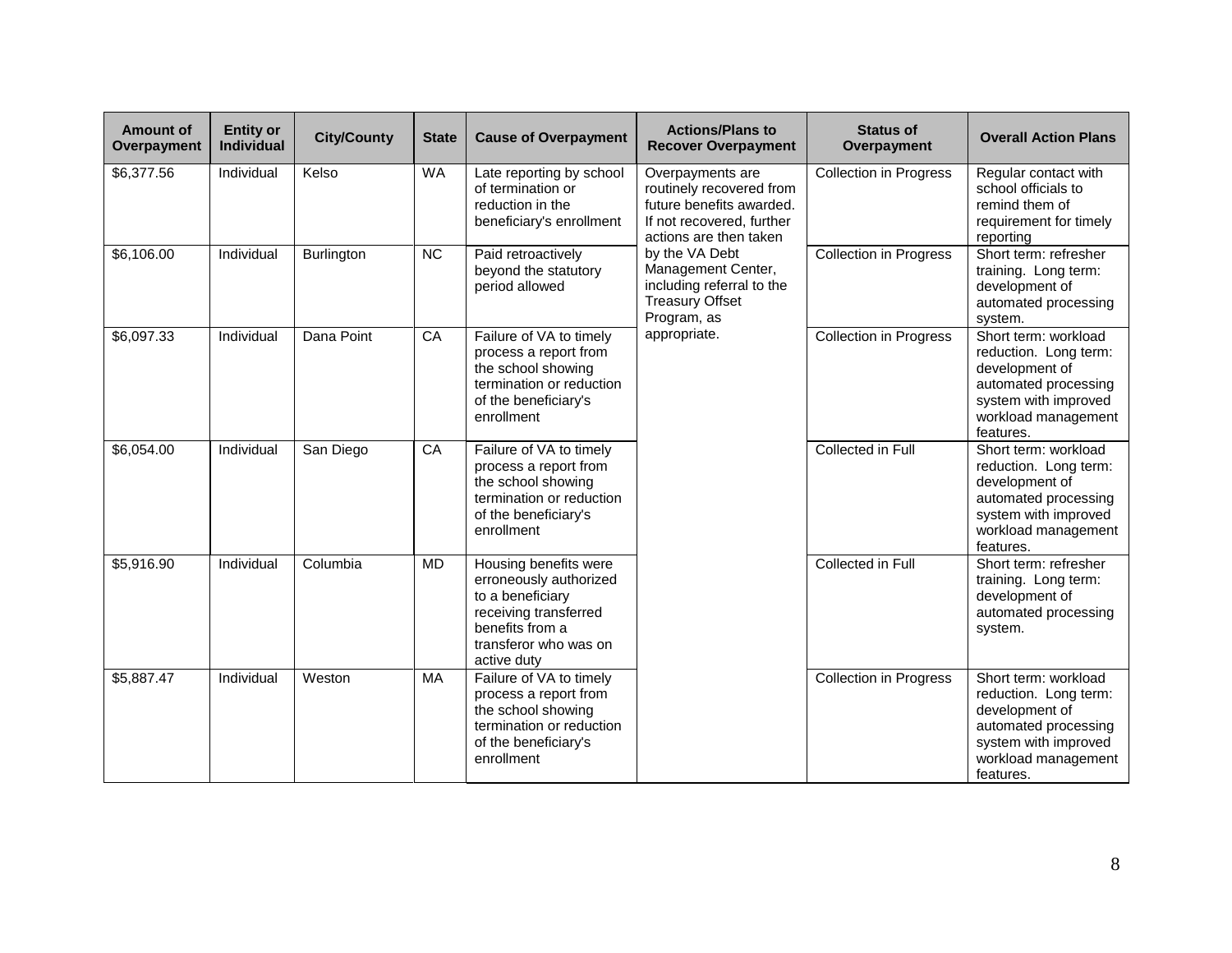| Amount of Overpayment | Entity or Individual | City/County | State | Cause of Overpayment | Actions/Plans to Recover Overpayment | Status of Overpayment | Overall Action Plans |
|---|---|---|---|---|---|---|---|
| $6,377.56 | Individual | Kelso | WA | Late reporting by school of termination or reduction in the beneficiary's enrollment | Overpayments are routinely recovered from future benefits awarded. If not recovered, further actions are then taken by the VA Debt Management Center, including referral to the Treasury Offset Program, as appropriate. | Collection in Progress | Regular contact with school officials to remind them of requirement for timely reporting |
| $6,106.00 | Individual | Burlington | NC | Paid retroactively beyond the statutory period allowed | | Collection in Progress | Short term: refresher training. Long term: development of automated processing system. |
| $6,097.33 | Individual | Dana Point | CA | Failure of VA to timely process a report from the school showing termination or reduction of the beneficiary's enrollment | | Collection in Progress | Short term: workload reduction. Long term: development of automated processing system with improved workload management features. |
| $6,054.00 | Individual | San Diego | CA | Failure of VA to timely process a report from the school showing termination or reduction of the beneficiary's enrollment | | Collected in Full | Short term: workload reduction. Long term: development of automated processing system with improved workload management features. |
| $5,916.90 | Individual | Columbia | MD | Housing benefits were erroneously authorized to a beneficiary receiving transferred benefits from a transferor who was on active duty | | Collected in Full | Short term: refresher training. Long term: development of automated processing system. |
| $5,887.47 | Individual | Weston | MA | Failure of VA to timely process a report from the school showing termination or reduction of the beneficiary's enrollment | | Collection in Progress | Short term: workload reduction. Long term: development of automated processing system with improved workload management features. |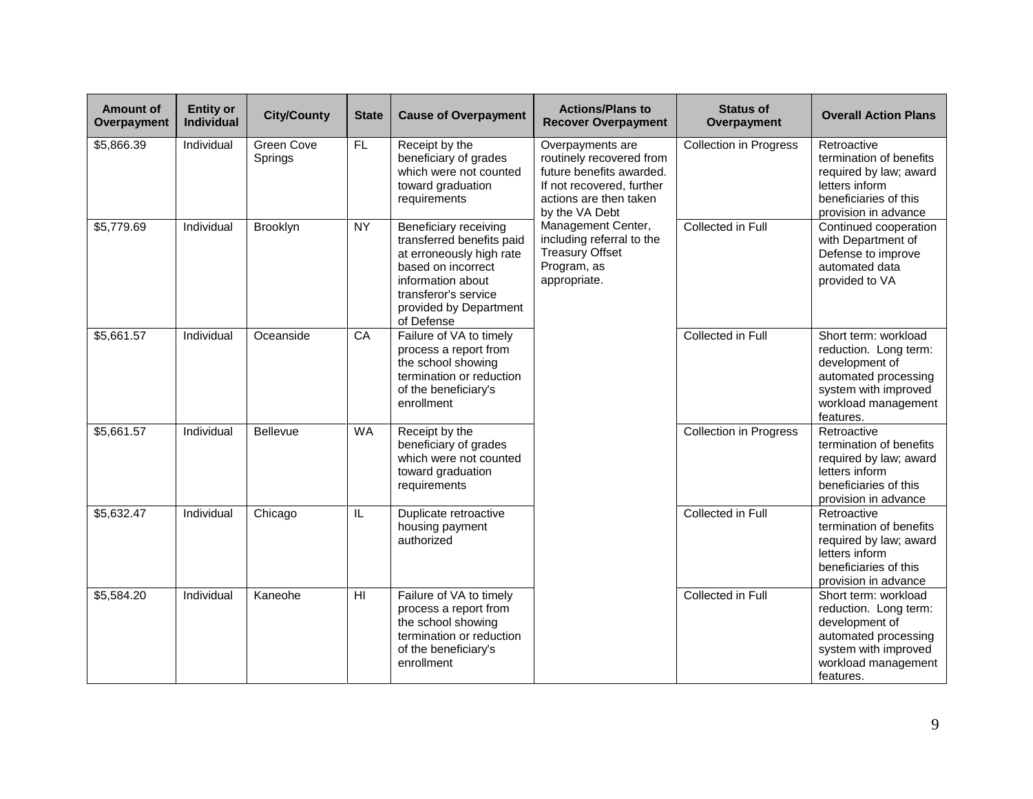| Amount of Overpayment | Entity or Individual | City/County | State | Cause of Overpayment | Actions/Plans to Recover Overpayment | Status of Overpayment | Overall Action Plans |
|---|---|---|---|---|---|---|---|
| $5,866.39 | Individual | Green Cove Springs | FL | Receipt by the beneficiary of grades which were not counted toward graduation requirements | Overpayments are routinely recovered from future benefits awarded. If not recovered, further actions are then taken by the VA Debt Management Center, including referral to the Treasury Offset Program, as appropriate. | Collection in Progress | Retroactive termination of benefits required by law; award letters inform beneficiaries of this provision in advance |
| $5,779.69 | Individual | Brooklyn | NY | Beneficiary receiving transferred benefits paid at erroneously high rate based on incorrect information about transferor's service provided by Department of Defense | | Collected in Full | Continued cooperation with Department of Defense to improve automated data provided to VA |
| $5,661.57 | Individual | Oceanside | CA | Failure of VA to timely process a report from the school showing termination or reduction of the beneficiary's enrollment | | Collected in Full | Short term: workload reduction. Long term: development of automated processing system with improved workload management features. |
| $5,661.57 | Individual | Bellevue | WA | Receipt by the beneficiary of grades which were not counted toward graduation requirements | | Collection in Progress | Retroactive termination of benefits required by law; award letters inform beneficiaries of this provision in advance |
| $5,632.47 | Individual | Chicago | IL | Duplicate retroactive housing payment authorized | | Collected in Full | Retroactive termination of benefits required by law; award letters inform beneficiaries of this provision in advance |
| $5,584.20 | Individual | Kaneohe | HI | Failure of VA to timely process a report from the school showing termination or reduction of the beneficiary's enrollment | | Collected in Full | Short term: workload reduction. Long term: development of automated processing system with improved workload management features. |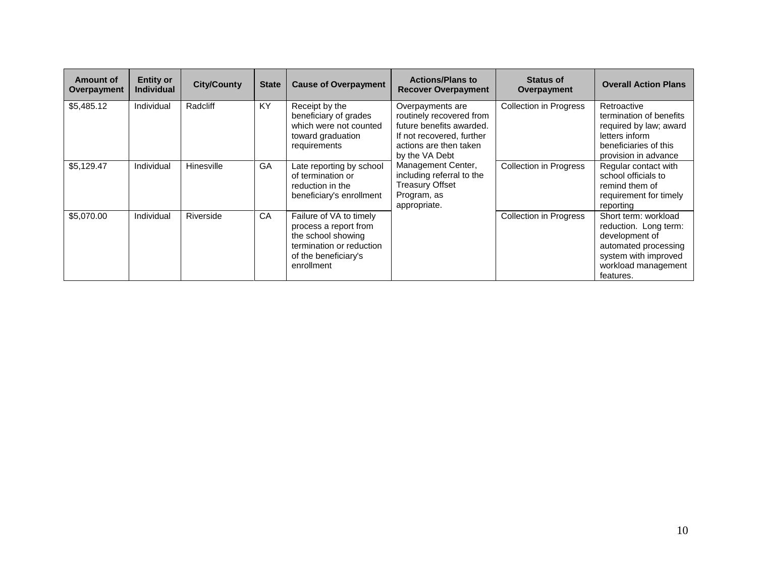| Amount of Overpayment | Entity or Individual | City/County | State | Cause of Overpayment | Actions/Plans to Recover Overpayment | Status of Overpayment | Overall Action Plans |
|---|---|---|---|---|---|---|---|
| $5,485.12 | Individual | Radcliff | KY | Receipt by the beneficiary of grades which were not counted toward graduation requirements | Overpayments are routinely recovered from future benefits awarded. If not recovered, further actions are then taken by the VA Debt Management Center, including referral to the Treasury Offset Program, as appropriate. | Collection in Progress | Retroactive termination of benefits required by law; award letters inform beneficiaries of this provision in advance |
| $5,129.47 | Individual | Hinesville | GA | Late reporting by school of termination or reduction in the beneficiary's enrollment | | Collection in Progress | Regular contact with school officials to remind them of requirement for timely reporting |
| $5,070.00 | Individual | Riverside | CA | Failure of VA to timely process a report from the school showing termination or reduction of the beneficiary's enrollment | | Collection in Progress | Short term: workload reduction. Long term: development of automated processing system with improved workload management features. |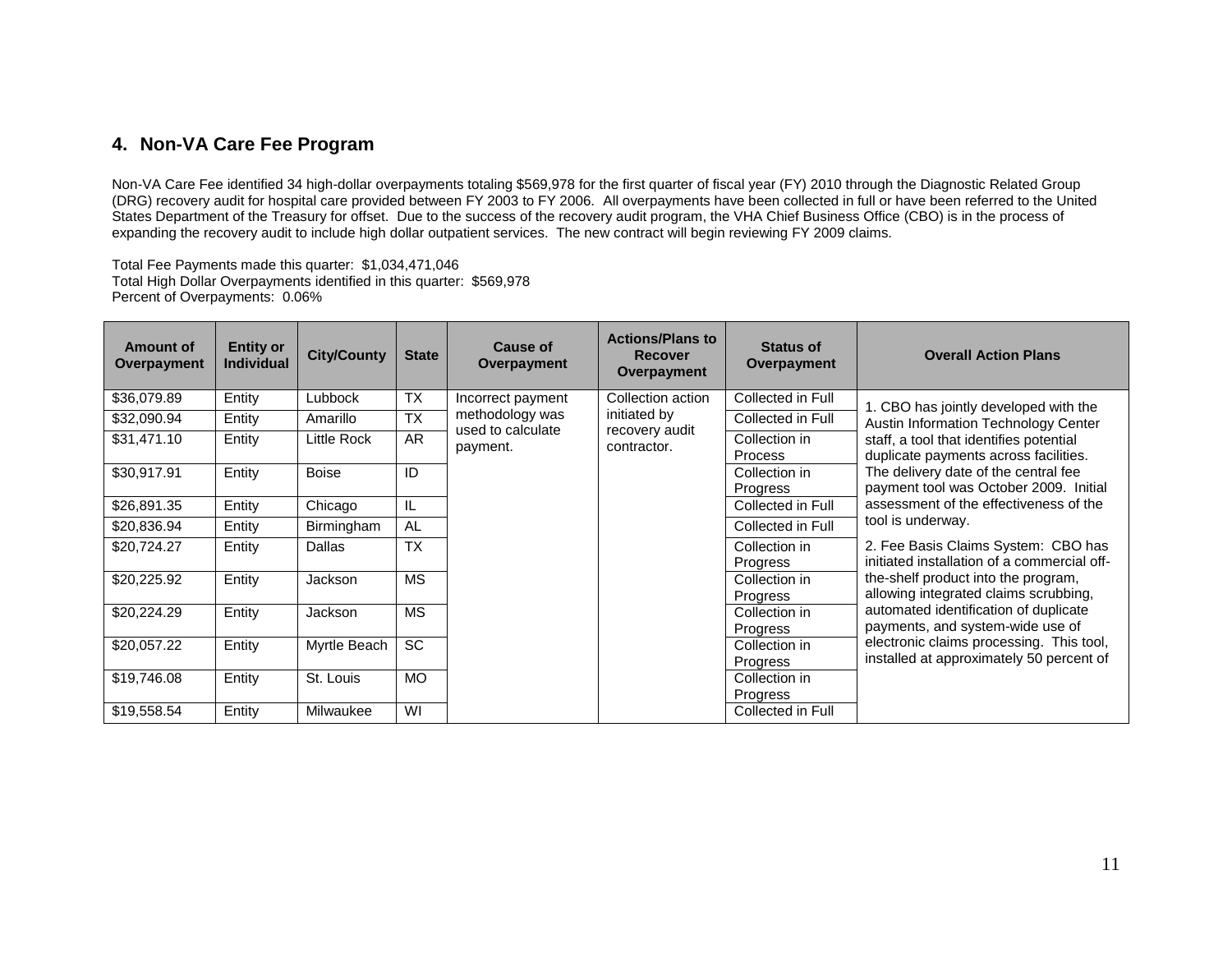## 4. Non-VA Care Fee Program

Non-VA Care Fee identified 34 high-dollar overpayments totaling $569,978 for the first quarter of fiscal year (FY) 2010 through the Diagnostic Related Group (DRG) recovery audit for hospital care provided between FY 2003 to FY 2006. All overpayments have been collected in full or have been referred to the United States Department of the Treasury for offset. Due to the success of the recovery audit program, the VHA Chief Business Office (CBO) is in the process of expanding the recovery audit to include high dollar outpatient services. The new contract will begin reviewing FY 2009 claims.

Total Fee Payments made this quarter: $1,034,471,046
Total High Dollar Overpayments identified in this quarter: $569,978
Percent of Overpayments: 0.06%

| Amount of Overpayment | Entity or Individual | City/County | State | Cause of Overpayment | Actions/Plans to Recover Overpayment | Status of Overpayment | Overall Action Plans |
|---|---|---|---|---|---|---|---|
| $36,079.89 | Entity | Lubbock | TX | Incorrect payment methodology was used to calculate payment. | Collection action initiated by recovery audit contractor. | Collected in Full | 1. CBO has jointly developed with the Austin Information Technology Center staff, a tool that identifies potential duplicate payments across facilities. The delivery date of the central fee payment tool was October 2009. Initial assessment of the effectiveness of the tool is underway.<br><br>2. Fee Basis Claims System: CBO has initiated installation of a commercial off-the-shelf product into the program, allowing integrated claims scrubbing, automated identification of duplicate payments, and system-wide use of electronic claims processing. This tool, installed at approximately 50 percent of |
| $32,090.94 | Entity | Amarillo | TX | | | Collected in Full | |
| $31,471.10 | Entity | Little Rock | AR | | | Collection in Process | |
| $30,917.91 | Entity | Boise | ID | | | Collection in Progress | |
| $26,891.35 | Entity | Chicago | IL | | | Collected in Full | |
| $20,836.94 | Entity | Birmingham | AL | | | Collected in Full | |
| $20,724.27 | Entity | Dallas | TX | | | Collection in Progress | |
| $20,225.92 | Entity | Jackson | MS | | | Collection in Progress | |
| $20,224.29 | Entity | Jackson | MS | | | Collection in Progress | |
| $20,057.22 | Entity | Myrtle Beach | SC | | | Collection in Progress | |
| $19,746.08 | Entity | St. Louis | MO | | | Collection in Progress | |
| $19,558.54 | Entity | Milwaukee | WI | | | Collected in Full | |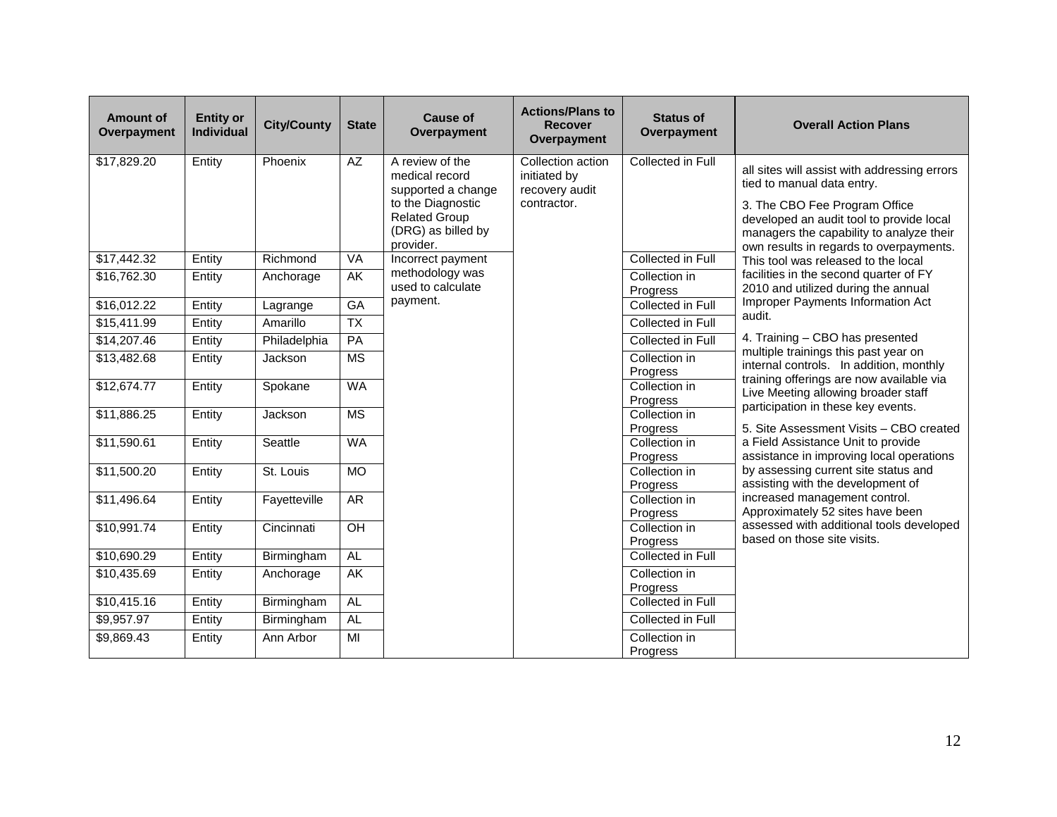| Amount of Overpayment | Entity or Individual | City/County | State | Cause of Overpayment | Actions/Plans to Recover Overpayment | Status of Overpayment | Overall Action Plans |
|---|---|---|---|---|---|---|---|
| $17,829.20 | Entity | Phoenix | AZ | A review of the medical record supported a change to the Diagnostic Related Group (DRG) as billed by provider. | Collection action initiated by recovery audit contractor. | Collected in Full | all sites will assist with addressing errors tied to manual data entry. 3. The CBO Fee Program Office developed an audit tool to provide local managers the capability to analyze their own results in regards to overpayments. This tool was released to the local facilities in the second quarter of FY 2010 and utilized during the annual Improper Payments Information Act audit. 4. Training – CBO has presented multiple trainings this past year on internal controls. In addition, monthly training offerings are now available via Live Meeting allowing broader staff participation in these key events. 5. Site Assessment Visits – CBO created a Field Assistance Unit to provide assistance in improving local operations by assessing current site status and assisting with the development of increased management control. Approximately 52 sites have been assessed with additional tools developed based on those site visits. |
| $17,442.32 | Entity | Richmond | VA | Incorrect payment methodology was used to calculate payment. | | Collected in Full | |
| $16,762.30 | Entity | Anchorage | AK | | | Collection in Progress | |
| $16,012.22 | Entity | Lagrange | GA | | | Collected in Full | |
| $15,411.99 | Entity | Amarillo | TX | | | Collected in Full | |
| $14,207.46 | Entity | Philadelphia | PA | | | Collected in Full | |
| $13,482.68 | Entity | Jackson | MS | | | Collection in Progress | |
| $12,674.77 | Entity | Spokane | WA | | | Collection in Progress | |
| $11,886.25 | Entity | Jackson | MS | | | Collection in Progress | |
| $11,590.61 | Entity | Seattle | WA | | | Collection in Progress | |
| $11,500.20 | Entity | St. Louis | MO | | | Collection in Progress | |
| $11,496.64 | Entity | Fayetteville | AR | | | Collection in Progress | |
| $10,991.74 | Entity | Cincinnati | OH | | | Collection in Progress | |
| $10,690.29 | Entity | Birmingham | AL | | | Collected in Full | |
| $10,435.69 | Entity | Anchorage | AK | | | Collection in Progress | |
| $10,415.16 | Entity | Birmingham | AL | | | Collected in Full | |
| $9,957.97 | Entity | Birmingham | AL | | | Collected in Full | |
| $9,869.43 | Entity | Ann Arbor | MI | | | Collection in Progress | |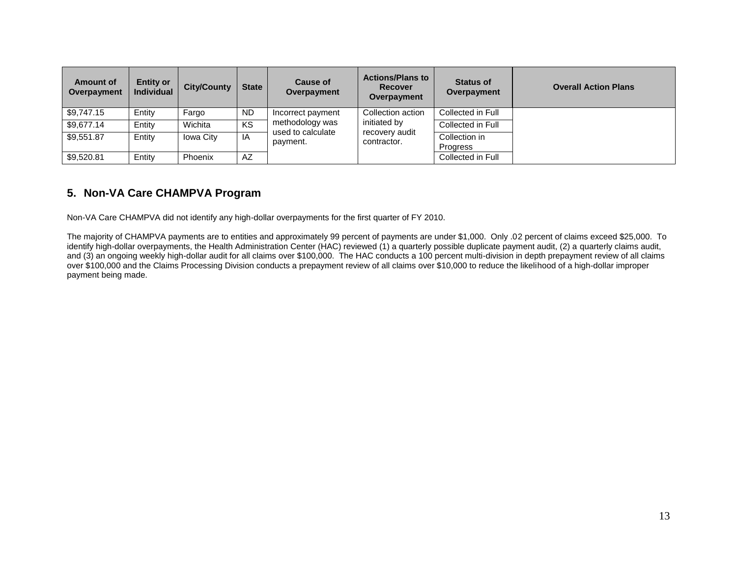| Amount of Overpayment | Entity or Individual | City/County | State | Cause of Overpayment | Actions/Plans to Recover Overpayment | Status of Overpayment | Overall Action Plans |
|---|---|---|---|---|---|---|---|
| $9,747.15 | Entity | Fargo | ND | Incorrect payment methodology was used to calculate payment. | Collection action initiated by recovery audit contractor. | Collected in Full | |
| $9,677.14 | Entity | Wichita | KS | | | Collected in Full | |
| $9,551.87 | Entity | Iowa City | IA | | | Collection in Progress | |
| $9,520.81 | Entity | Phoenix | AZ | | | Collected in Full | |

## 5. Non-VA Care CHAMPVA Program

Non-VA Care CHAMPVA did not identify any high-dollar overpayments for the first quarter of FY 2010.

The majority of CHAMPVA payments are to entities and approximately 99 percent of payments are under $1,000. Only .02 percent of claims exceed $25,000. To identify high-dollar overpayments, the Health Administration Center (HAC) reviewed (1) a quarterly possible duplicate payment audit, (2) a quarterly claims audit, and (3) an ongoing weekly high-dollar audit for all claims over $100,000. The HAC conducts a 100 percent multi-division in depth prepayment review of all claims over $100,000 and the Claims Processing Division conducts a prepayment review of all claims over $10,000 to reduce the likelihood of a high-dollar improper payment being made.